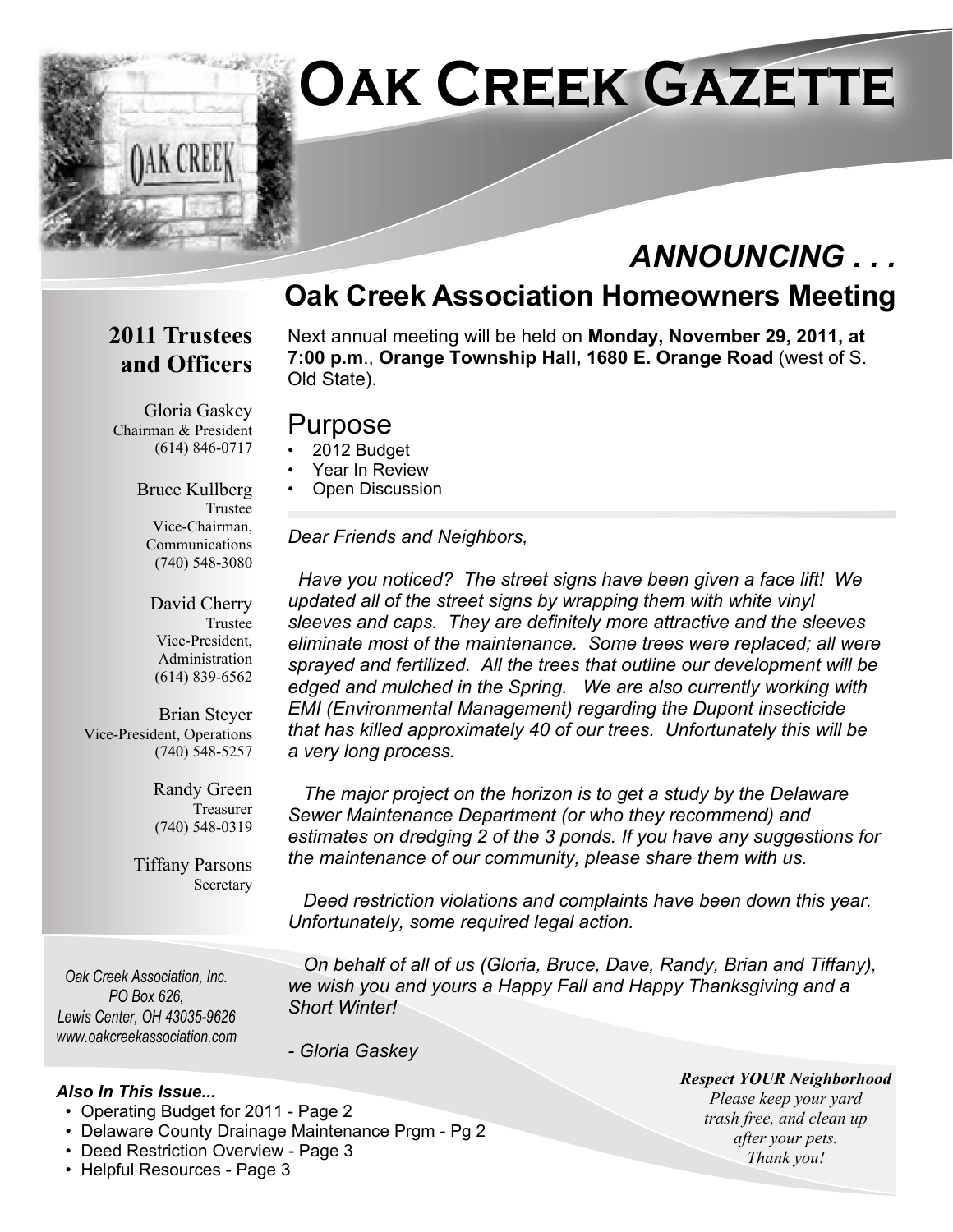# Oak Creek Gazette

## *ANNOUNCING . . .*

## Oak Creek Association Homeowners Meeting

Next annual meeting will be held on **Monday, November 29, 2011, at 7:00 p.m**., **Orange Township Hall, 1680 E. Orange Road** (west of S. Old State).

### Purpose

- 2012 Budget
- Year In Review
- Open Discussion

*Dear Friends and Neighbors,*

*Have you noticed? The street signs have been given a face lift! We updated all of the street signs by wrapping them with white vinyl sleeves and caps. They are definitely more attractive and the sleeves eliminate most of the maintenance. Some trees were replaced; all were sprayed and fertilized. All the trees that outline our development will be edged and mulched in the Spring. We are also currently working with EMI (Environmental Management) regarding the Dupont insecticide that has killed approximately 40 of our trees. Unfortunately this will be a very long process.*

*The major project on the horizon is to get a study by the Delaware Sewer Maintenance Department (or who they recommend) and estimates on dredging 2 of the 3 ponds. If you have any suggestions for the maintenance of our community, please share them with us.*

*Deed restriction violations and complaints have been down this year. Unfortunately, some required legal action.*

*On behalf of all of us (Gloria, Bruce, Dave, Randy, Brian and Tiffany), we wish you and yours a Happy Fall and Happy Thanksgiving and a Short Winter!*

*- Gloria Gaskey*

## 2011 Trustees and Officers

Gloria Gaskey
Chairman & President
(614) 846-0717

Bruce Kullberg
Trustee
Vice-Chairman, Communications
(740) 548-3080

David Cherry
Trustee
Vice-President, Administration
(614) 839-6562

Brian Steyer
Vice-President, Operations
(740) 548-5257

Randy Green
Treasurer
(740) 548-0319

Tiffany Parsons
Secretary

*Oak Creek Association, Inc.*
*PO Box 626,*
*Lewis Center, OH 43035-9626*
*www.oakcreekassociation.com*

***Also In This Issue...***

- Operating Budget for 2011 - Page 2
- Delaware County Drainage Maintenance Prgm - Pg 2
- Deed Restriction Overview - Page 3
- Helpful Resources - Page 3

***Respect YOUR Neighborhood***
*Please keep your yard trash free, and clean up after your pets. Thank you!*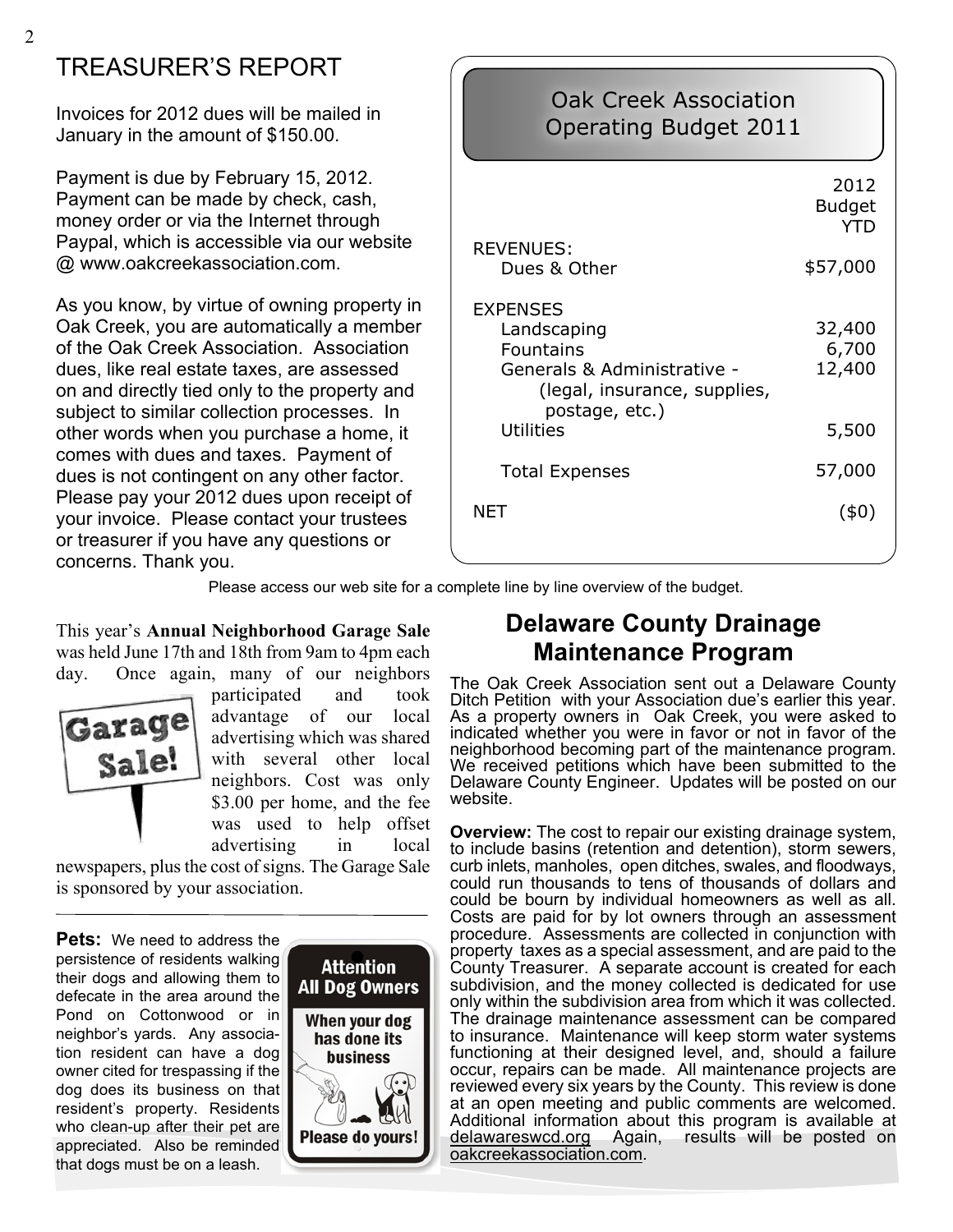# TREASURER'S REPORT

Invoices for 2012 dues will be mailed in January in the amount of $150.00.

Payment is due by February 15, 2012. Payment can be made by check, cash, money order or via the Internet through Paypal, which is accessible via our website @ www.oakcreekassociation.com.

As you know, by virtue of owning property in Oak Creek, you are automatically a member of the Oak Creek Association. Association dues, like real estate taxes, are assessed on and directly tied only to the property and subject to similar collection processes. In other words when you purchase a home, it comes with dues and taxes. Payment of dues is not contingent on any other factor. Please pay your 2012 dues upon receipt of your invoice. Please contact your trustees or treasurer if you have any questions or concerns. Thank you.

## Oak Creek Association Operating Budget 2011

| | 2012 Budget YTD |
|---|---|
| REVENUES: | |
| Dues & Other | $57,000 |
| EXPENSES | |
| Landscaping | 32,400 |
| Fountains | 6,700 |
| Generals & Administrative - (legal, insurance, supplies, postage, etc.) | 12,400 |
| Utilities | 5,500 |
| Total Expenses | 57,000 |
| NET | ($0) |

Please access our web site for a complete line by line overview of the budget.

This year's **Annual Neighborhood Garage Sale** was held June 17th and 18th from 9am to 4pm each day. Once again, many of our neighbors participated and took advantage of our local advertising which was shared with several other local neighbors. Cost was only $3.00 per home, and the fee was used to help offset advertising in local newspapers, plus the cost of signs. The Garage Sale is sponsored by your association.

**Pets:** We need to address the persistence of residents walking their dogs and allowing them to defecate in the area around the Pond on Cottonwood or in neighbor's yards. Any association resident can have a dog owner cited for trespassing if the dog does its business on that resident's property. Residents who clean-up after their pet are appreciated. Also be reminded that dogs must be on a leash.

## Delaware County Drainage Maintenance Program

The Oak Creek Association sent out a Delaware County Ditch Petition with your Association due's earlier this year. As a property owners in Oak Creek, you were asked to indicated whether you were in favor or not in favor of the neighborhood becoming part of the maintenance program. We received petitions which have been submitted to the Delaware County Engineer. Updates will be posted on our website.

**Overview:** The cost to repair our existing drainage system, to include basins (retention and detention), storm sewers, curb inlets, manholes, open ditches, swales, and floodways, could run thousands to tens of thousands of dollars and could be bourn by individual homeowners as well as all. Costs are paid for by lot owners through an assessment procedure. Assessments are collected in conjunction with property taxes as a special assessment, and are paid to the County Treasurer. A separate account is created for each subdivision, and the money collected is dedicated for use only within the subdivision area from which it was collected. The drainage maintenance assessment can be compared to insurance. Maintenance will keep storm water systems functioning at their designed level, and, should a failure occur, repairs can be made. All maintenance projects are reviewed every six years by the County. This review is done at an open meeting and public comments are welcomed. Additional information about this program is available at delawareswcd.org Again, results will be posted on oakcreekassociation.com.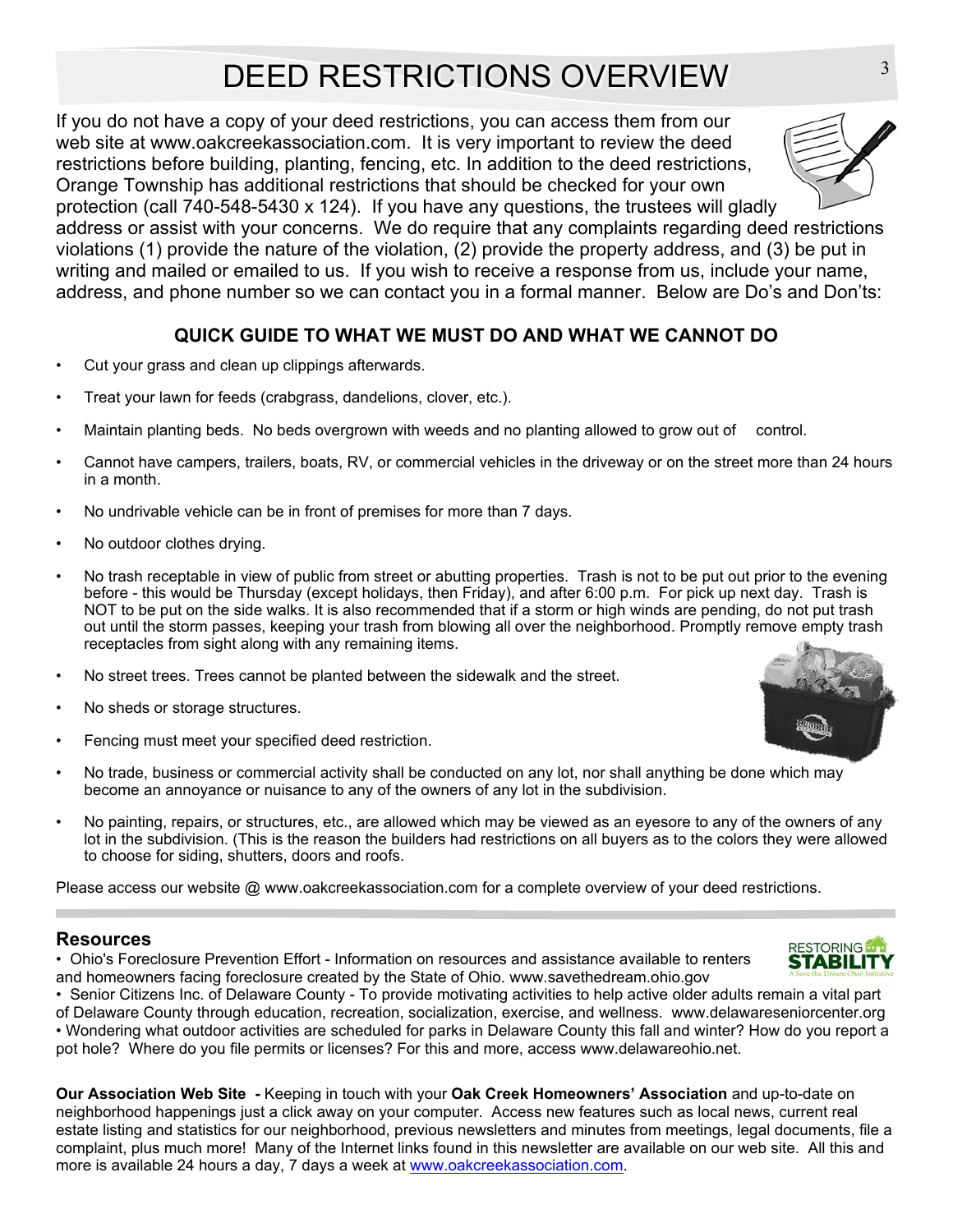# DEED RESTRICTIONS OVERVIEW

If you do not have a copy of your deed restrictions, you can access them from our web site at www.oakcreekassociation.com. It is very important to review the deed restrictions before building, planting, fencing, etc. In addition to the deed restrictions, Orange Township has additional restrictions that should be checked for your own protection (call 740-548-5430 x 124). If you have any questions, the trustees will gladly address or assist with your concerns. We do require that any complaints regarding deed restrictions violations (1) provide the nature of the violation, (2) provide the property address, and (3) be put in writing and mailed or emailed to us. If you wish to receive a response from us, include your name, address, and phone number so we can contact you in a formal manner. Below are Do's and Don'ts:

### QUICK GUIDE TO WHAT WE MUST DO AND WHAT WE CANNOT DO

- Cut your grass and clean up clippings afterwards.
- Treat your lawn for feeds (crabgrass, dandelions, clover, etc.).
- Maintain planting beds. No beds overgrown with weeds and no planting allowed to grow out of control.
- Cannot have campers, trailers, boats, RV, or commercial vehicles in the driveway or on the street more than 24 hours in a month.
- No undrivable vehicle can be in front of premises for more than 7 days.
- No outdoor clothes drying.
- No trash receptable in view of public from street or abutting properties. Trash is not to be put out prior to the evening before - this would be Thursday (except holidays, then Friday), and after 6:00 p.m. For pick up next day. Trash is NOT to be put on the side walks. It is also recommended that if a storm or high winds are pending, do not put trash out until the storm passes, keeping your trash from blowing all over the neighborhood. Promptly remove empty trash receptacles from sight along with any remaining items.
- No street trees. Trees cannot be planted between the sidewalk and the street.
- No sheds or storage structures.
- Fencing must meet your specified deed restriction.
- No trade, business or commercial activity shall be conducted on any lot, nor shall anything be done which may become an annoyance or nuisance to any of the owners of any lot in the subdivision.
- No painting, repairs, or structures, etc., are allowed which may be viewed as an eyesore to any of the owners of any lot in the subdivision. (This is the reason the builders had restrictions on all buyers as to the colors they were allowed to choose for siding, shutters, doors and roofs.

Please access our website @ www.oakcreekassociation.com for a complete overview of your deed restrictions.

## Resources

- Ohio's Foreclosure Prevention Effort - Information on resources and assistance available to renters and homeowners facing foreclosure created by the State of Ohio. www.savethedream.ohio.gov
- Senior Citizens Inc. of Delaware County - To provide motivating activities to help active older adults remain a vital part of Delaware County through education, recreation, socialization, exercise, and wellness. www.delawareseniorcenter.org
- Wondering what outdoor activities are scheduled for parks in Delaware County this fall and winter? How do you report a pot hole? Where do you file permits or licenses? For this and more, access www.delawareohio.net.

**Our Association Web Site** *-* Keeping in touch with your **Oak Creek Homeowners' Association** and up-to-date on neighborhood happenings just a click away on your computer. Access new features such as local news, current real estate listing and statistics for our neighborhood, previous newsletters and minutes from meetings, legal documents, file a complaint, plus much more! Many of the Internet links found in this newsletter are available on our web site. All this and more is available 24 hours a day, 7 days a week at www.oakcreekassociation.com.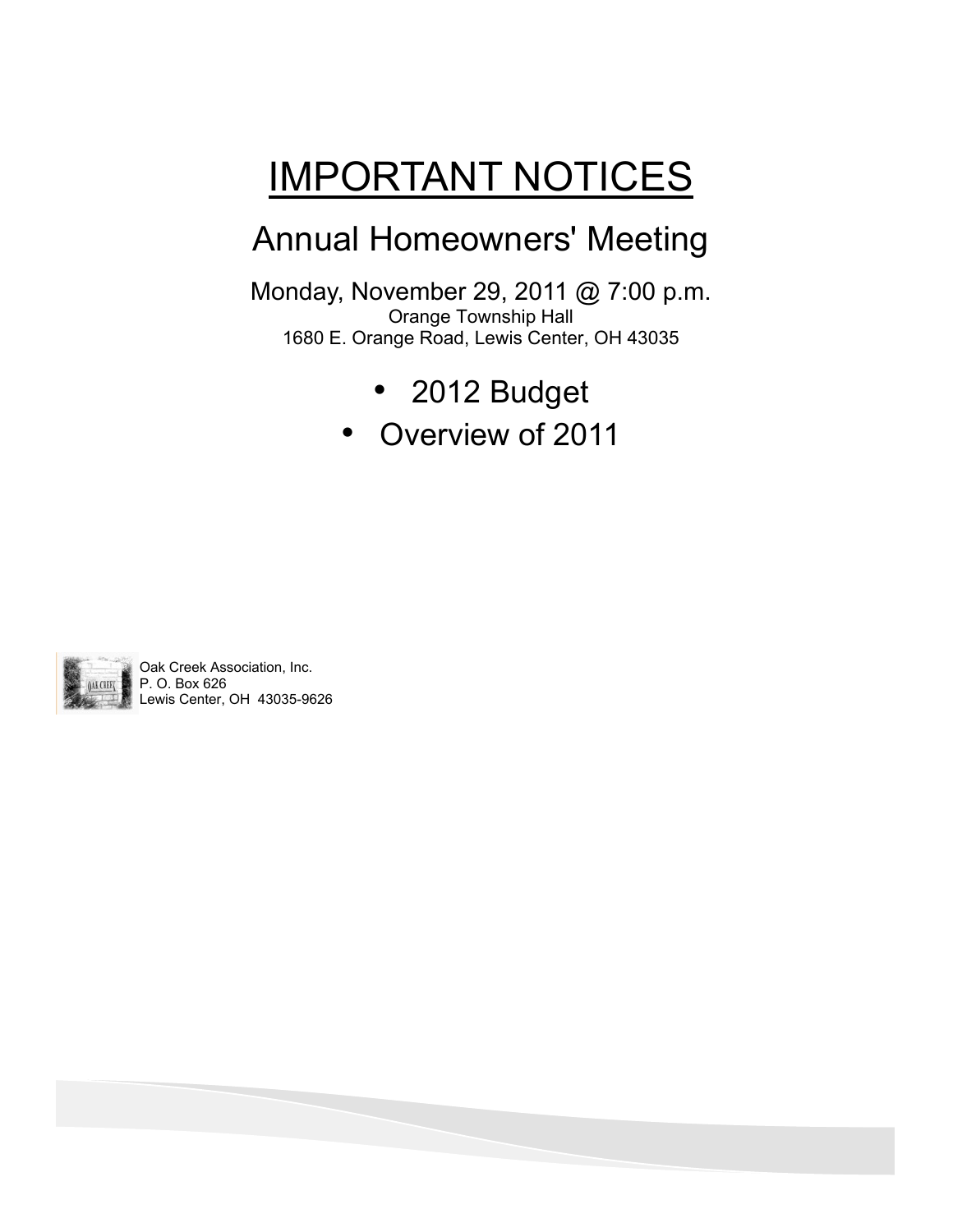# IMPORTANT NOTICES

## Annual Homeowners' Meeting

Monday, November 29, 2011 @ 7:00 p.m.
Orange Township Hall
1680 E. Orange Road, Lewis Center, OH 43035

- 2012 Budget
- Overview of 2011

Oak Creek Association, Inc.
P. O. Box 626
Lewis Center, OH 43035-9626